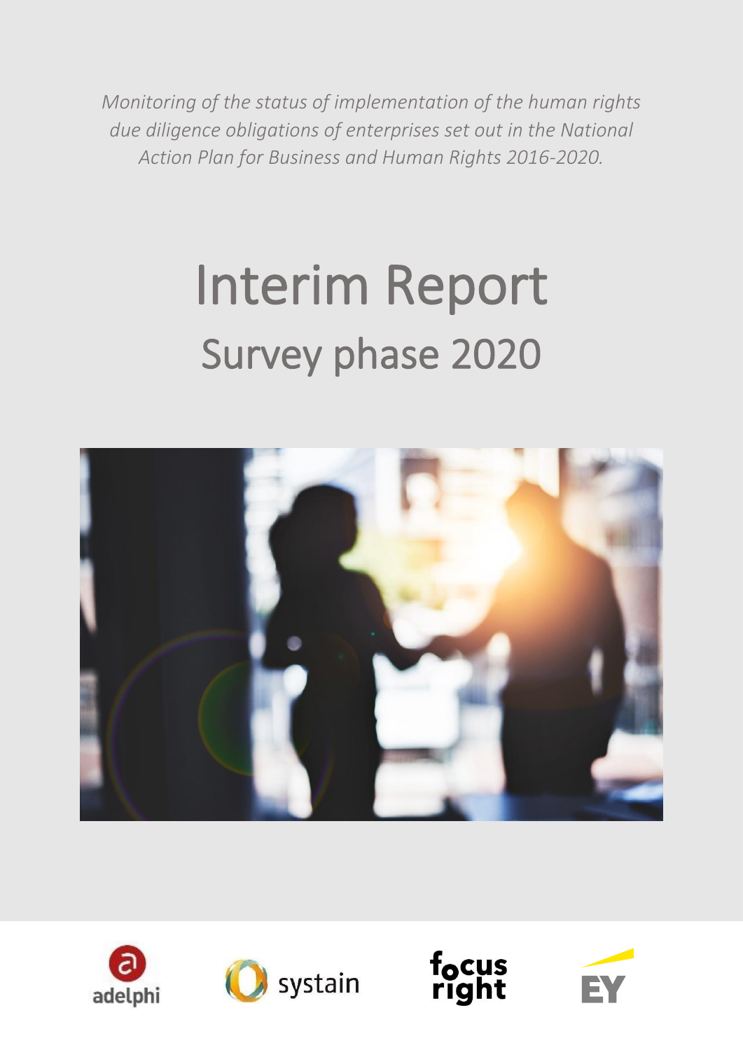*Monitoring of the status of implementation of the human rights due diligence obligations of enterprises set out in the National Action Plan for Business and Human Rights 2016-2020.*

# Interim Report

## Survey phase 2020

adelphi

systain

focus right

EY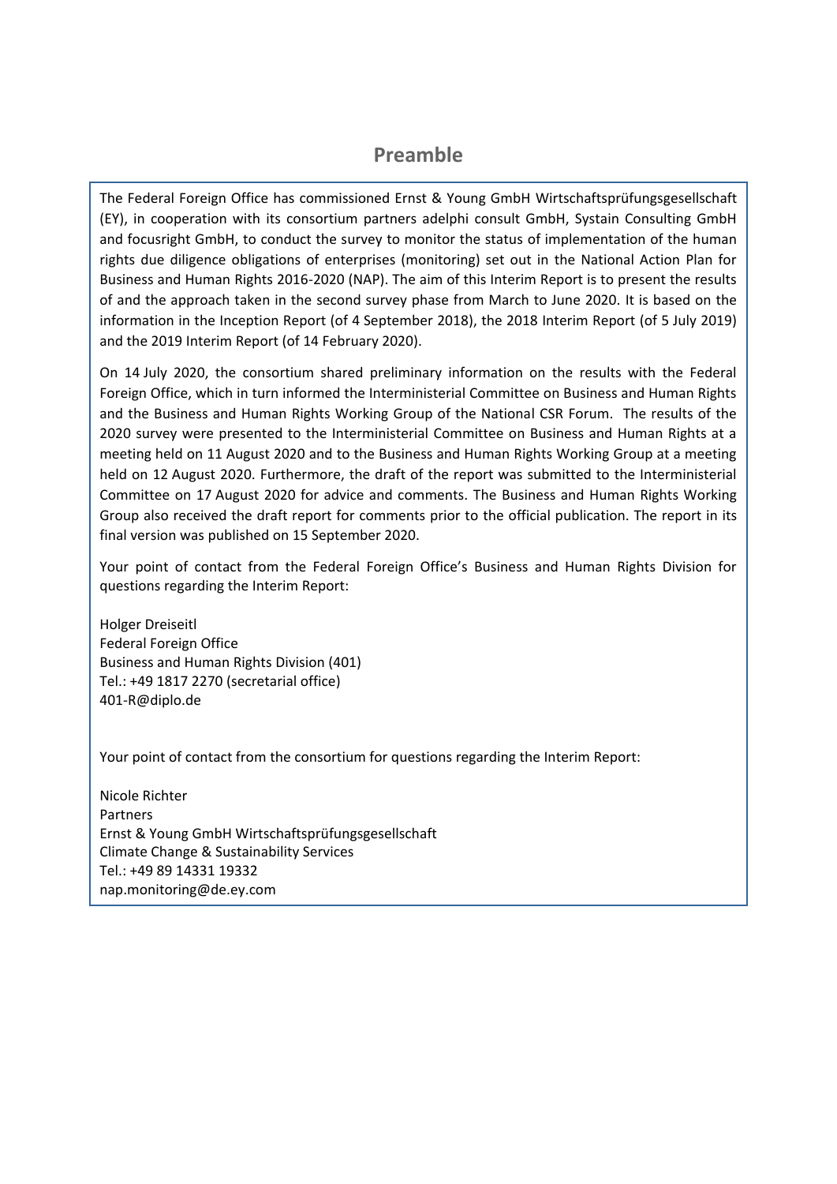# Preamble

The Federal Foreign Office has commissioned Ernst & Young GmbH Wirtschaftsprüfungsgesellschaft (EY), in cooperation with its consortium partners adelphi consult GmbH, Systain Consulting GmbH and focusright GmbH, to conduct the survey to monitor the status of implementation of the human rights due diligence obligations of enterprises (monitoring) set out in the National Action Plan for Business and Human Rights 2016-2020 (NAP). The aim of this Interim Report is to present the results of and the approach taken in the second survey phase from March to June 2020. It is based on the information in the Inception Report (of 4 September 2018), the 2018 Interim Report (of 5 July 2019) and the 2019 Interim Report (of 14 February 2020).

On 14 July 2020, the consortium shared preliminary information on the results with the Federal Foreign Office, which in turn informed the Interministerial Committee on Business and Human Rights and the Business and Human Rights Working Group of the National CSR Forum. The results of the 2020 survey were presented to the Interministerial Committee on Business and Human Rights at a meeting held on 11 August 2020 and to the Business and Human Rights Working Group at a meeting held on 12 August 2020. Furthermore, the draft of the report was submitted to the Interministerial Committee on 17 August 2020 for advice and comments. The Business and Human Rights Working Group also received the draft report for comments prior to the official publication. The report in its final version was published on 15 September 2020.

Your point of contact from the Federal Foreign Office's Business and Human Rights Division for questions regarding the Interim Report:

Holger Dreiseitl
Federal Foreign Office
Business and Human Rights Division (401)
Tel.: +49 1817 2270 (secretarial office)
401-R@diplo.de

Your point of contact from the consortium for questions regarding the Interim Report:

Nicole Richter
Partners
Ernst & Young GmbH Wirtschaftsprüfungsgesellschaft
Climate Change & Sustainability Services
Tel.: +49 89 14331 19332
nap.monitoring@de.ey.com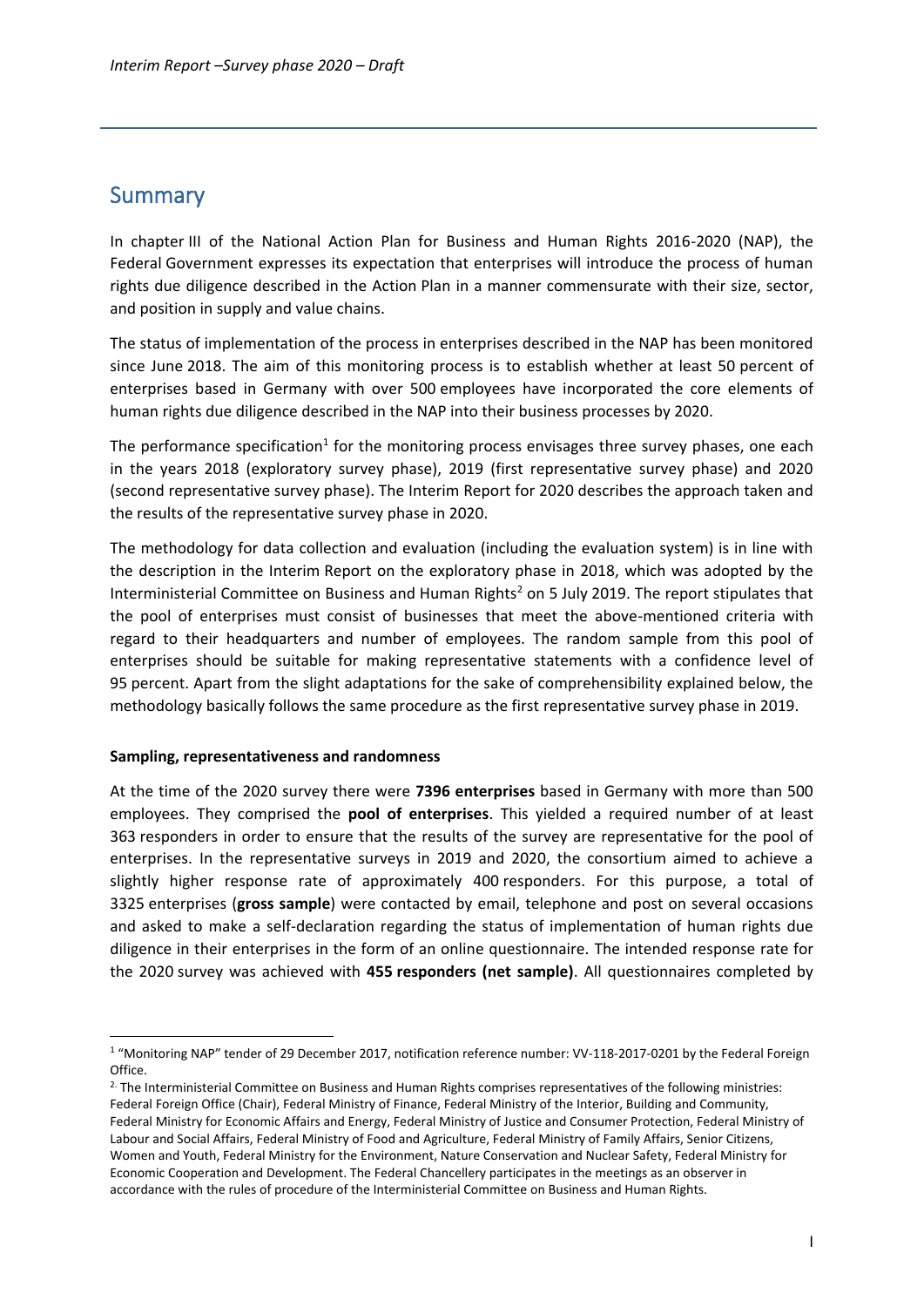# Summary

In chapter III of the National Action Plan for Business and Human Rights 2016-2020 (NAP), the Federal Government expresses its expectation that enterprises will introduce the process of human rights due diligence described in the Action Plan in a manner commensurate with their size, sector, and position in supply and value chains.

The status of implementation of the process in enterprises described in the NAP has been monitored since June 2018. The aim of this monitoring process is to establish whether at least 50 percent of enterprises based in Germany with over 500 employees have incorporated the core elements of human rights due diligence described in the NAP into their business processes by 2020.

The performance specification[1] for the monitoring process envisages three survey phases, one each in the years 2018 (exploratory survey phase), 2019 (first representative survey phase) and 2020 (second representative survey phase). The Interim Report for 2020 describes the approach taken and the results of the representative survey phase in 2020.

The methodology for data collection and evaluation (including the evaluation system) is in line with the description in the Interim Report on the exploratory phase in 2018, which was adopted by the Interministerial Committee on Business and Human Rights[2] on 5 July 2019. The report stipulates that the pool of enterprises must consist of businesses that meet the above-mentioned criteria with regard to their headquarters and number of employees. The random sample from this pool of enterprises should be suitable for making representative statements with a confidence level of 95 percent. Apart from the slight adaptations for the sake of comprehensibility explained below, the methodology basically follows the same procedure as the first representative survey phase in 2019.

**Sampling, representativeness and randomness**

At the time of the 2020 survey there were **7396 enterprises** based in Germany with more than 500 employees. They comprised the **pool of enterprises**. This yielded a required number of at least 363 responders in order to ensure that the results of the survey are representative for the pool of enterprises. In the representative surveys in 2019 and 2020, the consortium aimed to achieve a slightly higher response rate of approximately 400 responders. For this purpose, a total of 3325 enterprises (**gross sample**) were contacted by email, telephone and post on several occasions and asked to make a self-declaration regarding the status of implementation of human rights due diligence in their enterprises in the form of an online questionnaire. The intended response rate for the 2020 survey was achieved with **455 responders (net sample)**. All questionnaires completed by

[1] "Monitoring NAP" tender of 29 December 2017, notification reference number: VV-118-2017-0201 by the Federal Foreign Office.

[2] The Interministerial Committee on Business and Human Rights comprises representatives of the following ministries: Federal Foreign Office (Chair), Federal Ministry of Finance, Federal Ministry of the Interior, Building and Community, Federal Ministry for Economic Affairs and Energy, Federal Ministry of Justice and Consumer Protection, Federal Ministry of Labour and Social Affairs, Federal Ministry of Food and Agriculture, Federal Ministry of Family Affairs, Senior Citizens, Women and Youth, Federal Ministry for the Environment, Nature Conservation and Nuclear Safety, Federal Ministry for Economic Cooperation and Development. The Federal Chancellery participates in the meetings as an observer in accordance with the rules of procedure of the Interministerial Committee on Business and Human Rights.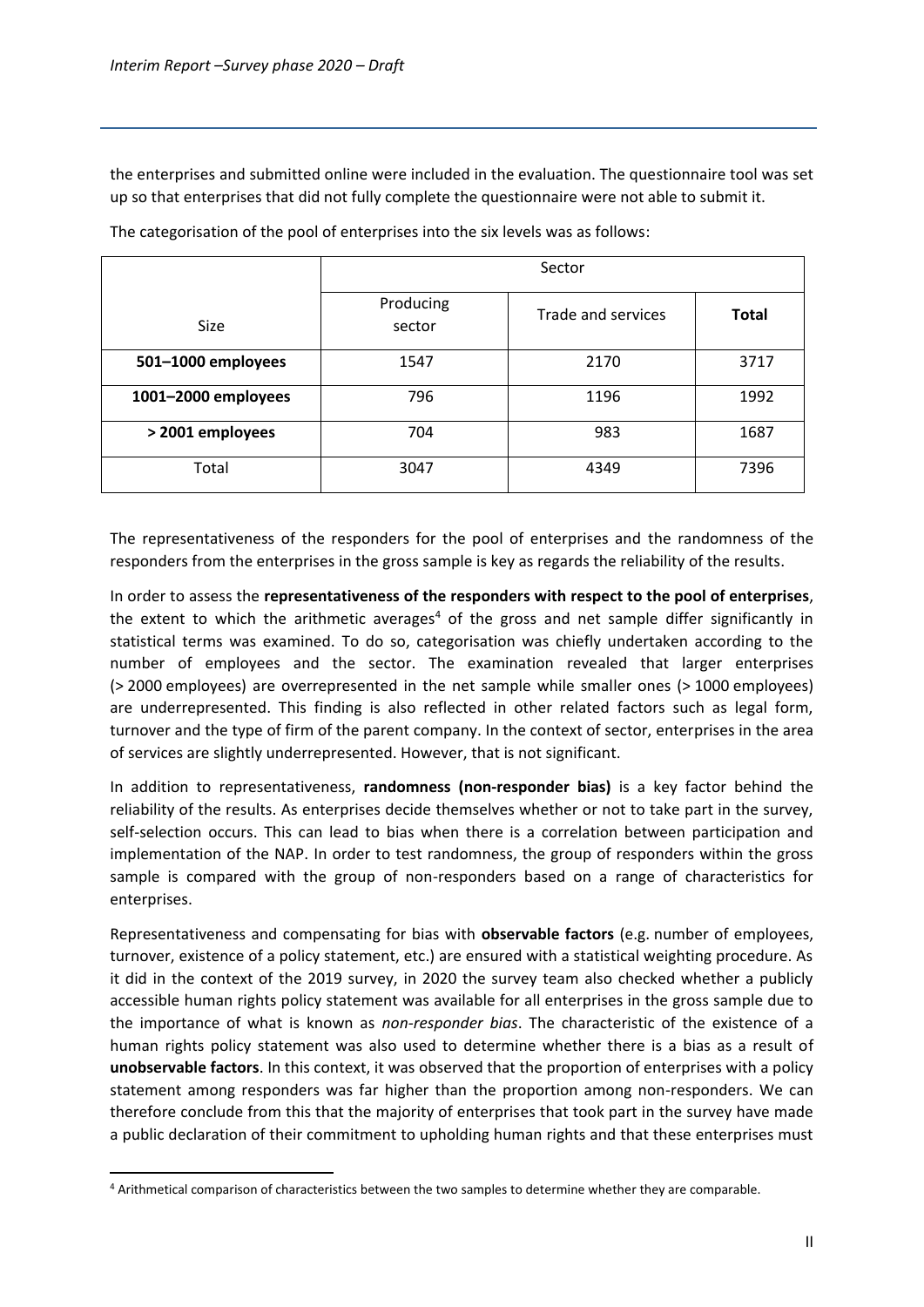the enterprises and submitted online were included in the evaluation. The questionnaire tool was set up so that enterprises that did not fully complete the questionnaire were not able to submit it.

The categorisation of the pool of enterprises into the six levels was as follows:

| | Sector | | |
|---|---|---|---|
| Size | Producing sector | Trade and services | **Total** |
| **501–1000 employees** | 1547 | 2170 | 3717 |
| **1001–2000 employees** | 796 | 1196 | 1992 |
| **> 2001 employees** | 704 | 983 | 1687 |
| Total | 3047 | 4349 | 7396 |

The representativeness of the responders for the pool of enterprises and the randomness of the responders from the enterprises in the gross sample is key as regards the reliability of the results.

In order to assess the **representativeness of the responders with respect to the pool of enterprises**, the extent to which the arithmetic averages[4] of the gross and net sample differ significantly in statistical terms was examined. To do so, categorisation was chiefly undertaken according to the number of employees and the sector. The examination revealed that larger enterprises (> 2000 employees) are overrepresented in the net sample while smaller ones (> 1000 employees) are underrepresented. This finding is also reflected in other related factors such as legal form, turnover and the type of firm of the parent company. In the context of sector, enterprises in the area of services are slightly underrepresented. However, that is not significant.

In addition to representativeness, **randomness (non-responder bias)** is a key factor behind the reliability of the results. As enterprises decide themselves whether or not to take part in the survey, self-selection occurs. This can lead to bias when there is a correlation between participation and implementation of the NAP. In order to test randomness, the group of responders within the gross sample is compared with the group of non-responders based on a range of characteristics for enterprises.

Representativeness and compensating for bias with **observable factors** (e.g. number of employees, turnover, existence of a policy statement, etc.) are ensured with a statistical weighting procedure. As it did in the context of the 2019 survey, in 2020 the survey team also checked whether a publicly accessible human rights policy statement was available for all enterprises in the gross sample due to the importance of what is known as *non-responder bias*. The characteristic of the existence of a human rights policy statement was also used to determine whether there is a bias as a result of **unobservable factors**. In this context, it was observed that the proportion of enterprises with a policy statement among responders was far higher than the proportion among non-responders. We can therefore conclude from this that the majority of enterprises that took part in the survey have made a public declaration of their commitment to upholding human rights and that these enterprises must

[4] Arithmetical comparison of characteristics between the two samples to determine whether they are comparable.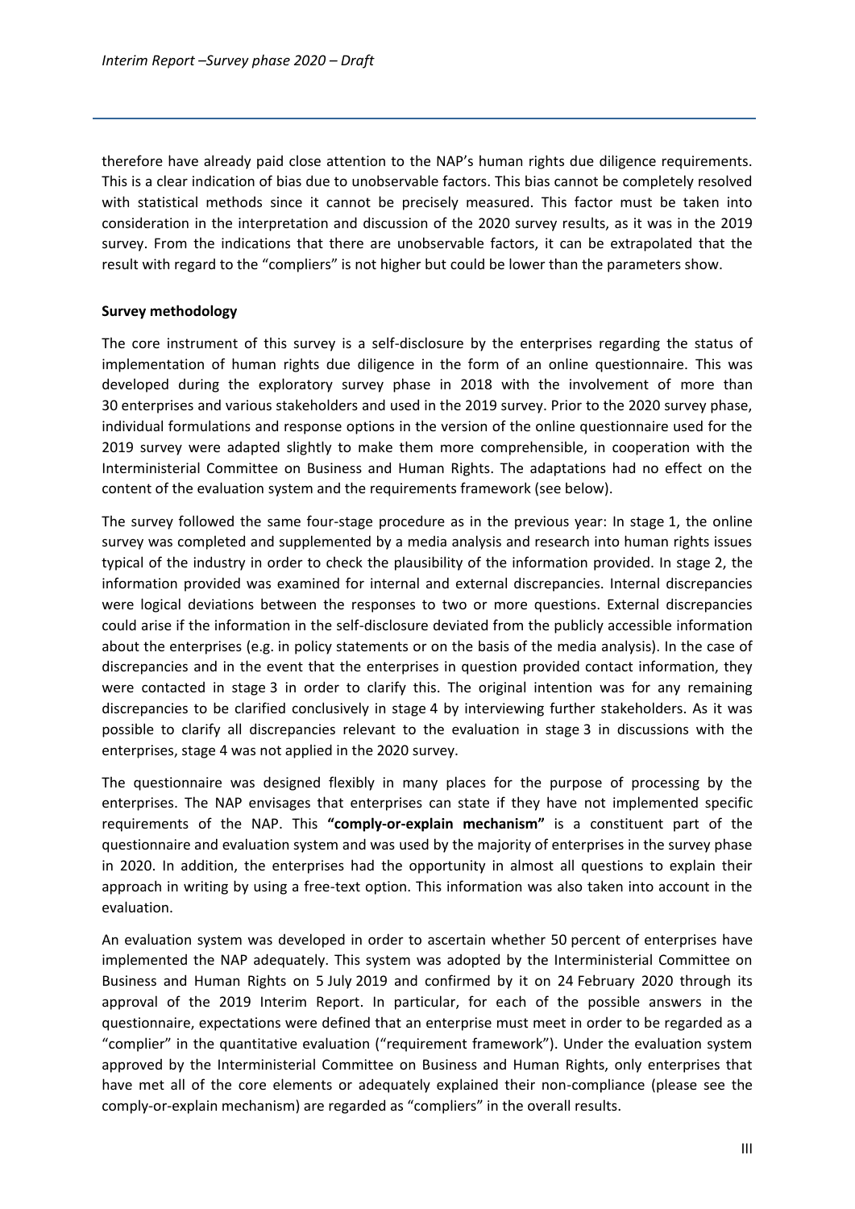therefore have already paid close attention to the NAP's human rights due diligence requirements. This is a clear indication of bias due to unobservable factors. This bias cannot be completely resolved with statistical methods since it cannot be precisely measured. This factor must be taken into consideration in the interpretation and discussion of the 2020 survey results, as it was in the 2019 survey. From the indications that there are unobservable factors, it can be extrapolated that the result with regard to the "compliers" is not higher but could be lower than the parameters show.

**Survey methodology**

The core instrument of this survey is a self-disclosure by the enterprises regarding the status of implementation of human rights due diligence in the form of an online questionnaire. This was developed during the exploratory survey phase in 2018 with the involvement of more than 30 enterprises and various stakeholders and used in the 2019 survey. Prior to the 2020 survey phase, individual formulations and response options in the version of the online questionnaire used for the 2019 survey were adapted slightly to make them more comprehensible, in cooperation with the Interministerial Committee on Business and Human Rights. The adaptations had no effect on the content of the evaluation system and the requirements framework (see below).

The survey followed the same four-stage procedure as in the previous year: In stage 1, the online survey was completed and supplemented by a media analysis and research into human rights issues typical of the industry in order to check the plausibility of the information provided. In stage 2, the information provided was examined for internal and external discrepancies. Internal discrepancies were logical deviations between the responses to two or more questions. External discrepancies could arise if the information in the self-disclosure deviated from the publicly accessible information about the enterprises (e.g. in policy statements or on the basis of the media analysis). In the case of discrepancies and in the event that the enterprises in question provided contact information, they were contacted in stage 3 in order to clarify this. The original intention was for any remaining discrepancies to be clarified conclusively in stage 4 by interviewing further stakeholders. As it was possible to clarify all discrepancies relevant to the evaluation in stage 3 in discussions with the enterprises, stage 4 was not applied in the 2020 survey.

The questionnaire was designed flexibly in many places for the purpose of processing by the enterprises. The NAP envisages that enterprises can state if they have not implemented specific requirements of the NAP. This **"comply-or-explain mechanism"** is a constituent part of the questionnaire and evaluation system and was used by the majority of enterprises in the survey phase in 2020. In addition, the enterprises had the opportunity in almost all questions to explain their approach in writing by using a free-text option. This information was also taken into account in the evaluation.

An evaluation system was developed in order to ascertain whether 50 percent of enterprises have implemented the NAP adequately. This system was adopted by the Interministerial Committee on Business and Human Rights on 5 July 2019 and confirmed by it on 24 February 2020 through its approval of the 2019 Interim Report. In particular, for each of the possible answers in the questionnaire, expectations were defined that an enterprise must meet in order to be regarded as a "complier" in the quantitative evaluation ("requirement framework"). Under the evaluation system approved by the Interministerial Committee on Business and Human Rights, only enterprises that have met all of the core elements or adequately explained their non-compliance (please see the comply-or-explain mechanism) are regarded as "compliers" in the overall results.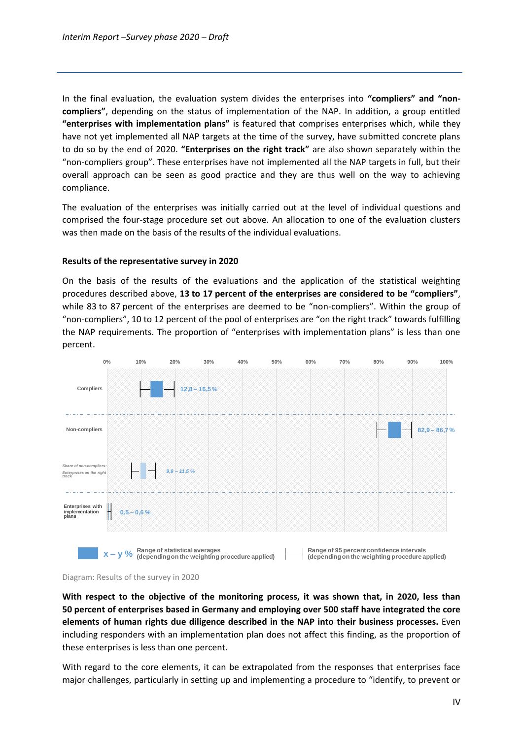In the final evaluation, the evaluation system divides the enterprises into **"compliers" and "non-compliers"**, depending on the status of implementation of the NAP. In addition, a group entitled **"enterprises with implementation plans"** is featured that comprises enterprises which, while they have not yet implemented all NAP targets at the time of the survey, have submitted concrete plans to do so by the end of 2020. **"Enterprises on the right track"** are also shown separately within the "non-compliers group". These enterprises have not implemented all the NAP targets in full, but their overall approach can be seen as good practice and they are thus well on the way to achieving compliance.

The evaluation of the enterprises was initially carried out at the level of individual questions and comprised the four-stage procedure set out above. An allocation to one of the evaluation clusters was then made on the basis of the results of the individual evaluations.

**Results of the representative survey in 2020**

On the basis of the results of the evaluations and the application of the statistical weighting procedures described above, **13 to 17 percent of the enterprises are considered to be "compliers"**, while 83 to 87 percent of the enterprises are deemed to be "non-compliers". Within the group of "non-compliers", 10 to 12 percent of the pool of enterprises are "on the right track" towards fulfilling the NAP requirements. The proportion of "enterprises with implementation plans" is less than one percent.

| Group | Range of statistical averages |
|---|---|
| Compliers | 12,8 – 16,5 % |
| Non-compliers | 82,9 – 86,7 % |
| *Share of non-compliers: Enterprises on the right track* | *9,9 – 11,5 %* |
| Enterprises with implementation plans | 0,5 – 0,6 % |

x – y % Range of statistical averages (depending on the weighting procedure applied); Range of 95 percent confidence intervals (depending on the weighting procedure applied)

Diagram: Results of the survey in 2020

**With respect to the objective of the monitoring process, it was shown that, in 2020, less than 50 percent of enterprises based in Germany and employing over 500 staff have integrated the core elements of human rights due diligence described in the NAP into their business processes.** Even including responders with an implementation plan does not affect this finding, as the proportion of these enterprises is less than one percent.

With regard to the core elements, it can be extrapolated from the responses that enterprises face major challenges, particularly in setting up and implementing a procedure to "identify, to prevent or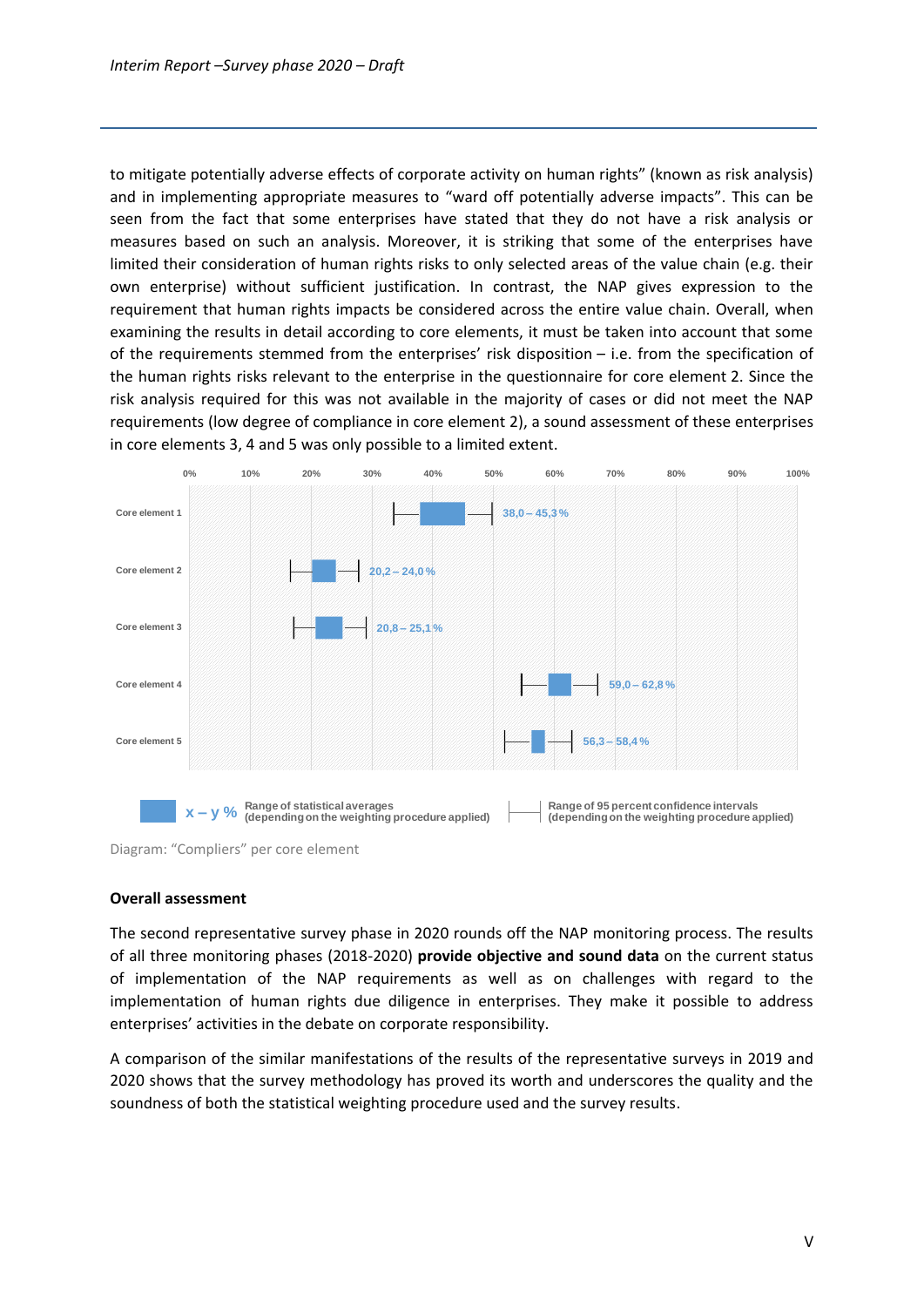to mitigate potentially adverse effects of corporate activity on human rights" (known as risk analysis) and in implementing appropriate measures to "ward off potentially adverse impacts". This can be seen from the fact that some enterprises have stated that they do not have a risk analysis or measures based on such an analysis. Moreover, it is striking that some of the enterprises have limited their consideration of human rights risks to only selected areas of the value chain (e.g. their own enterprise) without sufficient justification. In contrast, the NAP gives expression to the requirement that human rights impacts be considered across the entire value chain. Overall, when examining the results in detail according to core elements, it must be taken into account that some of the requirements stemmed from the enterprises' risk disposition – i.e. from the specification of the human rights risks relevant to the enterprise in the questionnaire for core element 2. Since the risk analysis required for this was not available in the majority of cases or did not meet the NAP requirements (low degree of compliance in core element 2), a sound assessment of these enterprises in core elements 3, 4 and 5 was only possible to a limited extent.

0% 10% 20% 30% 40% 50% 60% 70% 80% 90% 100%

Core element 1 38,0 – 45,3 %

Core element 2 20,2 – 24,0 %

Core element 3 20,8 – 25,1 %

Core element 4 59,0 – 62,8 %

Core element 5 56,3 – 58,4 %

x – y % Range of statistical averages (depending on the weighting procedure applied)

Range of 95 percent confidence intervals (depending on the weighting procedure applied)

Diagram: "Compliers" per core element

**Overall assessment**

The second representative survey phase in 2020 rounds off the NAP monitoring process. The results of all three monitoring phases (2018-2020) **provide objective and sound data** on the current status of implementation of the NAP requirements as well as on challenges with regard to the implementation of human rights due diligence in enterprises. They make it possible to address enterprises' activities in the debate on corporate responsibility.

A comparison of the similar manifestations of the results of the representative surveys in 2019 and 2020 shows that the survey methodology has proved its worth and underscores the quality and the soundness of both the statistical weighting procedure used and the survey results.